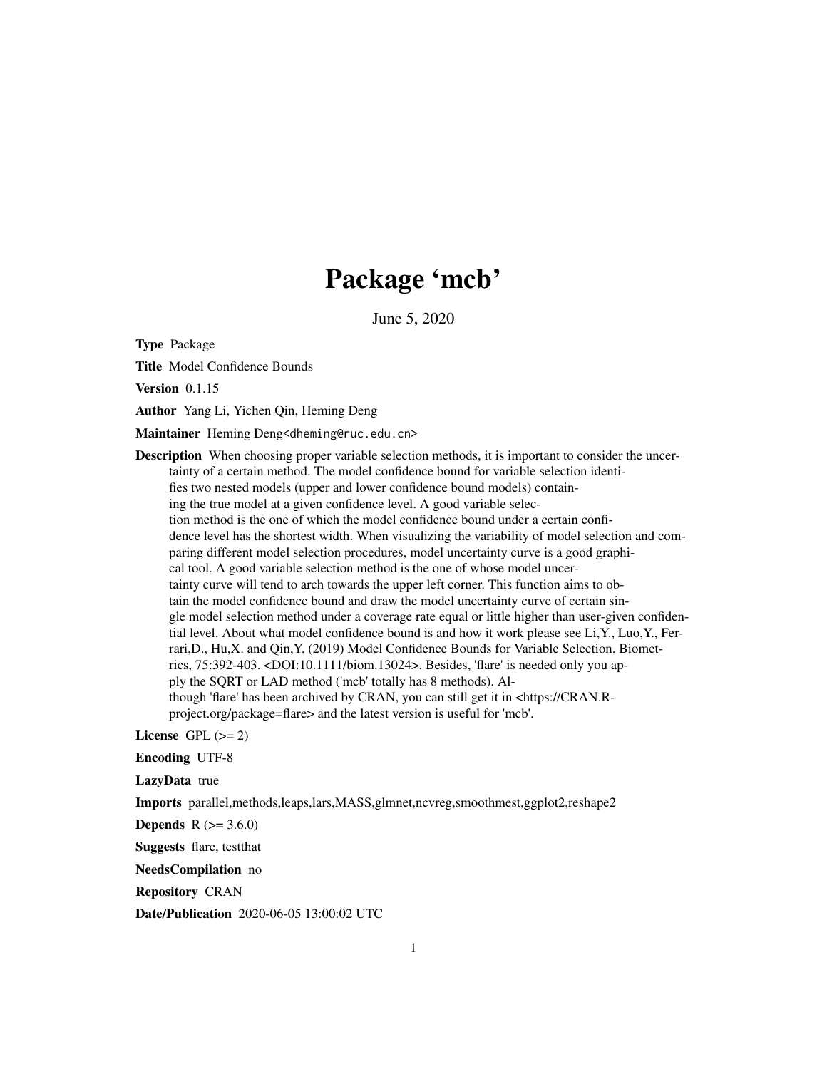# Package 'mcb'

June 5, 2020

**Type** Package

**Title** Model Confidence Bounds

**Version** 0.1.15

**Author** Yang Li, Yichen Qin, Heming Deng

**Maintainer** Heming Deng<dheming@ruc.edu.cn>

**Description** When choosing proper variable selection methods, it is important to consider the uncertainty of a certain method. The model confidence bound for variable selection identifies two nested models (upper and lower confidence bound models) containing the true model at a given confidence level. A good variable selection method is the one of which the model confidence bound under a certain confidence level has the shortest width. When visualizing the variability of model selection and comparing different model selection procedures, model uncertainty curve is a good graphical tool. A good variable selection method is the one of whose model uncertainty curve will tend to arch towards the upper left corner. This function aims to obtain the model confidence bound and draw the model uncertainty curve of certain single model selection method under a coverage rate equal or little higher than user-given confidential level. About what model confidence bound is and how it work please see Li,Y., Luo,Y., Ferrari,D., Hu,X. and Qin,Y. (2019) Model Confidence Bounds for Variable Selection. Biometrics, 75:392-403. <DOI:10.1111/biom.13024>. Besides, 'flare' is needed only you apply the SQRT or LAD method ('mcb' totally has 8 methods). Although 'flare' has been archived by CRAN, you can still get it in <https://CRAN.R-project.org/package=flare> and the latest version is useful for 'mcb'.

**License** GPL (>= 2)

**Encoding** UTF-8

**LazyData** true

**Imports** parallel,methods,leaps,lars,MASS,glmnet,ncvreg,smoothmest,ggplot2,reshape2

**Depends** R (>= 3.6.0)

**Suggests** flare, testthat

**NeedsCompilation** no

**Repository** CRAN

**Date/Publication** 2020-06-05 13:00:02 UTC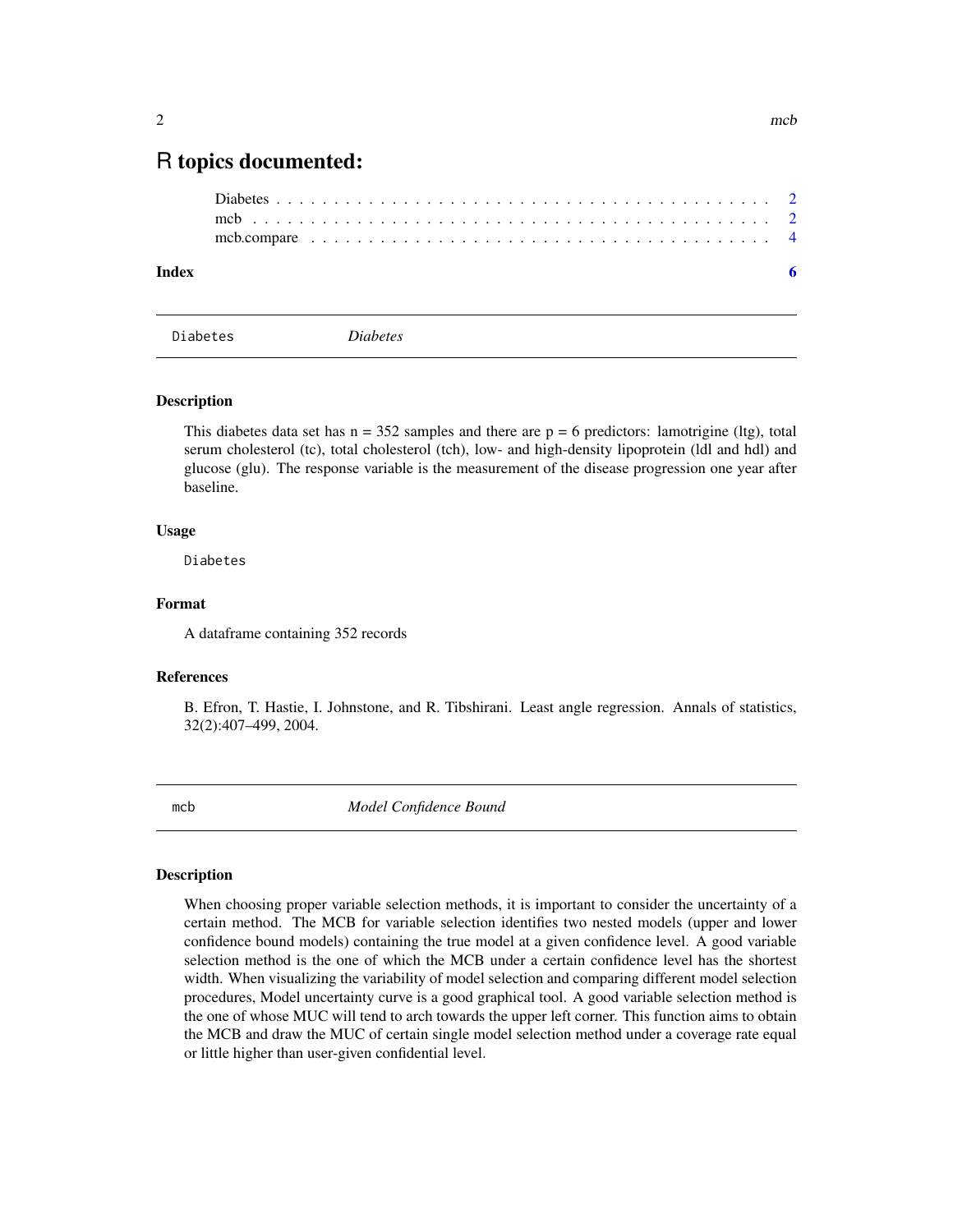# R topics documented:

Diabetes . . . . . . . . . . . . . . . . . . . . . . . . . . . . . . . . . . . . . . . . . 2
mcb . . . . . . . . . . . . . . . . . . . . . . . . . . . . . . . . . . . . . . . . . . 2
mcb.compare . . . . . . . . . . . . . . . . . . . . . . . . . . . . . . . . . . . . . 4

**Index** **6**

---

`Diabetes` *Diabetes*

---

### Description

This diabetes data set has n = 352 samples and there are p = 6 predictors: lamotrigine (ltg), total serum cholesterol (tc), total cholesterol (tch), low- and high-density lipoprotein (ldl and hdl) and glucose (glu). The response variable is the measurement of the disease progression one year after baseline.

### Usage

```
Diabetes
```

### Format

A dataframe containing 352 records

### References

B. Efron, T. Hastie, I. Johnstone, and R. Tibshirani. Least angle regression. Annals of statistics, 32(2):407–499, 2004.

---

`mcb` *Model Confidence Bound*

---

### Description

When choosing proper variable selection methods, it is important to consider the uncertainty of a certain method. The MCB for variable selection identifies two nested models (upper and lower confidence bound models) containing the true model at a given confidence level. A good variable selection method is the one of which the MCB under a certain confidence level has the shortest width. When visualizing the variability of model selection and comparing different model selection procedures, Model uncertainty curve is a good graphical tool. A good variable selection method is the one of whose MUC will tend to arch towards the upper left corner. This function aims to obtain the MCB and draw the MUC of certain single model selection method under a coverage rate equal or little higher than user-given confidential level.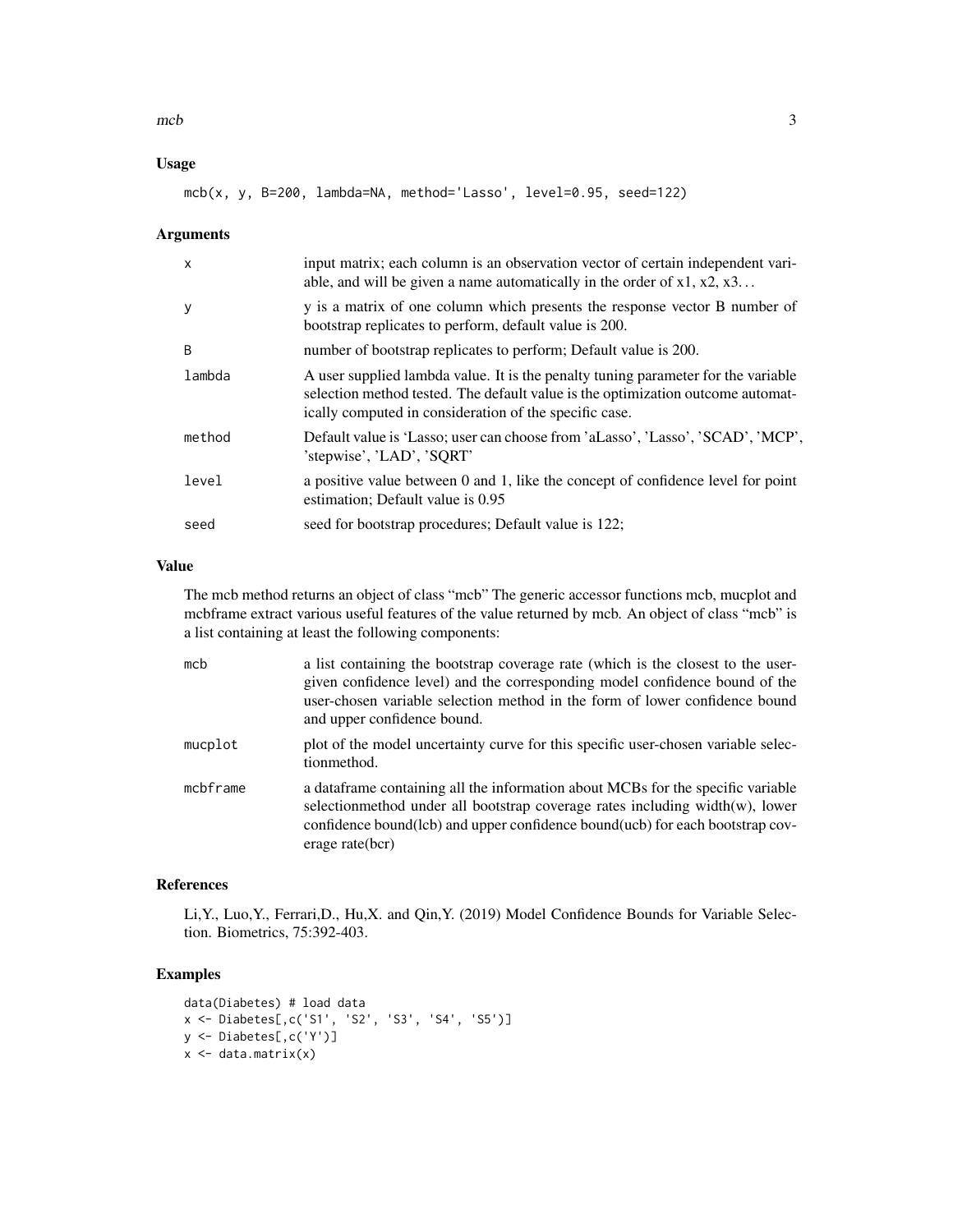## Usage

```
mcb(x, y, B=200, lambda=NA, method='Lasso', level=0.95, seed=122)
```

## Arguments

| | |
|---|---|
| x | input matrix; each column is an observation vector of certain independent variable, and will be given a name automatically in the order of x1, x2, x3… |
| y | y is a matrix of one column which presents the response vector B number of bootstrap replicates to perform, default value is 200. |
| B | number of bootstrap replicates to perform; Default value is 200. |
| lambda | A user supplied lambda value. It is the penalty tuning parameter for the variable selection method tested. The default value is the optimization outcome automatically computed in consideration of the specific case. |
| method | Default value is 'Lasso; user can choose from 'aLasso', 'Lasso', 'SCAD', 'MCP', 'stepwise', 'LAD', 'SQRT' |
| level | a positive value between 0 and 1, like the concept of confidence level for point estimation; Default value is 0.95 |
| seed | seed for bootstrap procedures; Default value is 122; |

## Value

The mcb method returns an object of class "mcb" The generic accessor functions mcb, mucplot and mcbframe extract various useful features of the value returned by mcb. An object of class "mcb" is a list containing at least the following components:

| | |
|---|---|
| mcb | a list containing the bootstrap coverage rate (which is the closest to the user-given confidence level) and the corresponding model confidence bound of the user-chosen variable selection method in the form of lower confidence bound and upper confidence bound. |
| mucplot | plot of the model uncertainty curve for this specific user-chosen variable selectionmethod. |
| mcbframe | a dataframe containing all the information about MCBs for the specific variable selectionmethod under all bootstrap coverage rates including width(w), lower confidence bound(lcb) and upper confidence bound(ucb) for each bootstrap coverage rate(bcr) |

## References

Li,Y., Luo,Y., Ferrari,D., Hu,X. and Qin,Y. (2019) Model Confidence Bounds for Variable Selection. Biometrics, 75:392-403.

## Examples

```
data(Diabetes) # load data
x <- Diabetes[,c('S1', 'S2', 'S3', 'S4', 'S5')]
y <- Diabetes[,c('Y')]
x <- data.matrix(x)
```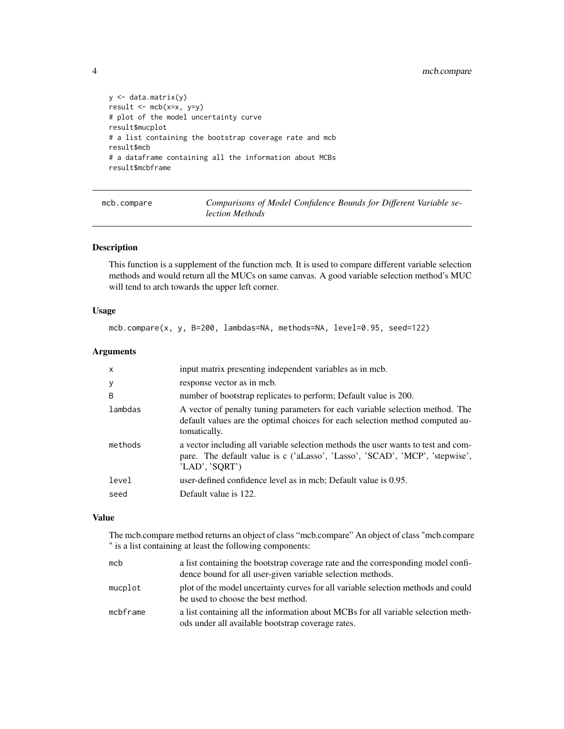```
y <- data.matrix(y)
result <- mcb(x=x, y=y)
# plot of the model uncertainty curve
result$mucplot
# a list containing the bootstrap coverage rate and mcb
result$mcb
# a dataframe containing all the information about MCBs
result$mcbframe
```

---

## mcb.compare — *Comparisons of Model Confidence Bounds for Different Variable selection Methods*

### Description

This function is a supplement of the function mcb. It is used to compare different variable selection methods and would return all the MUCs on same canvas. A good variable selection method's MUC will tend to arch towards the upper left corner.

### Usage

```
mcb.compare(x, y, B=200, lambdas=NA, methods=NA, level=0.95, seed=122)
```

### Arguments

| | |
|---|---|
| x | input matrix presenting independent variables as in mcb. |
| y | response vector as in mcb. |
| B | number of bootstrap replicates to perform; Default value is 200. |
| lambdas | A vector of penalty tuning parameters for each variable selection method. The default values are the optimal choices for each selection method computed automatically. |
| methods | a vector including all variable selection methods the user wants to test and compare. The default value is c ('aLasso', 'Lasso', 'SCAD', 'MCP', 'stepwise', 'LAD', 'SQRT') |
| level | user-defined confidence level as in mcb; Default value is 0.95. |
| seed | Default value is 122. |

### Value

The mcb.compare method returns an object of class "mcb.compare" An object of class "mcb.compare " is a list containing at least the following components:

| | |
|---|---|
| mcb | a list containing the bootstrap coverage rate and the corresponding model confidence bound for all user-given variable selection methods. |
| mucplot | plot of the model uncertainty curves for all variable selection methods and could be used to choose the best method. |
| mcbframe | a list containing all the information about MCBs for all variable selection methods under all available bootstrap coverage rates. |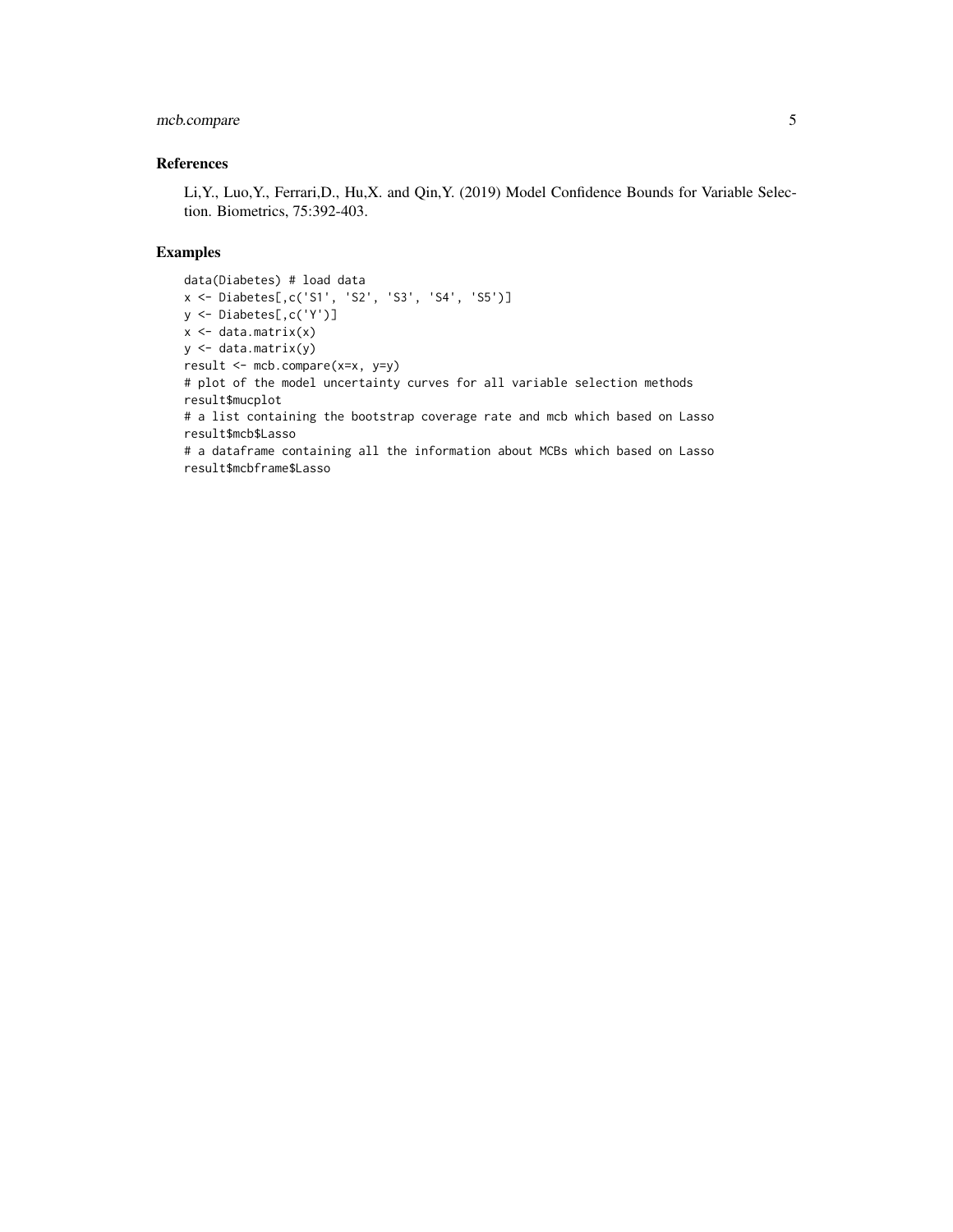## References

Li,Y., Luo,Y., Ferrari,D., Hu,X. and Qin,Y. (2019) Model Confidence Bounds for Variable Selection. Biometrics, 75:392-403.

## Examples

```
data(Diabetes) # load data
x <- Diabetes[,c('S1', 'S2', 'S3', 'S4', 'S5')]
y <- Diabetes[,c('Y')]
x <- data.matrix(x)
y <- data.matrix(y)
result <- mcb.compare(x=x, y=y)
# plot of the model uncertainty curves for all variable selection methods
result$mucplot
# a list containing the bootstrap coverage rate and mcb which based on Lasso
result$mcb$Lasso
# a dataframe containing all the information about MCBs which based on Lasso
result$mcbframe$Lasso
```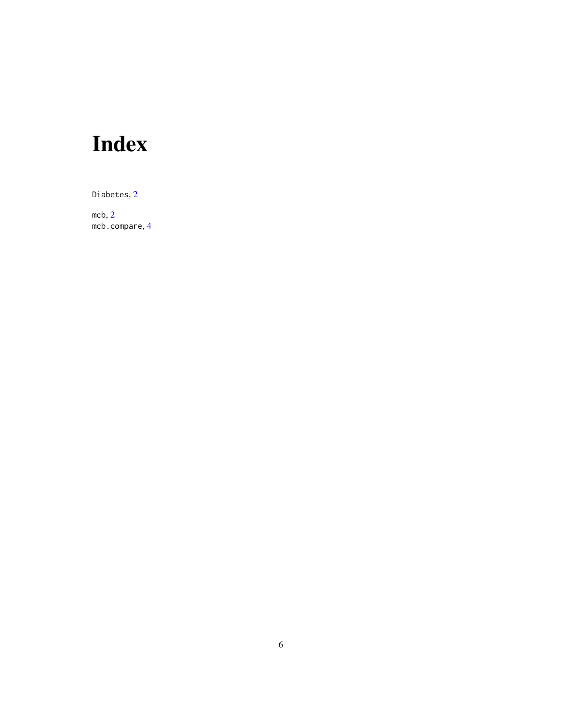# Index

Diabetes, 2

mcb, 2
mcb.compare, 4